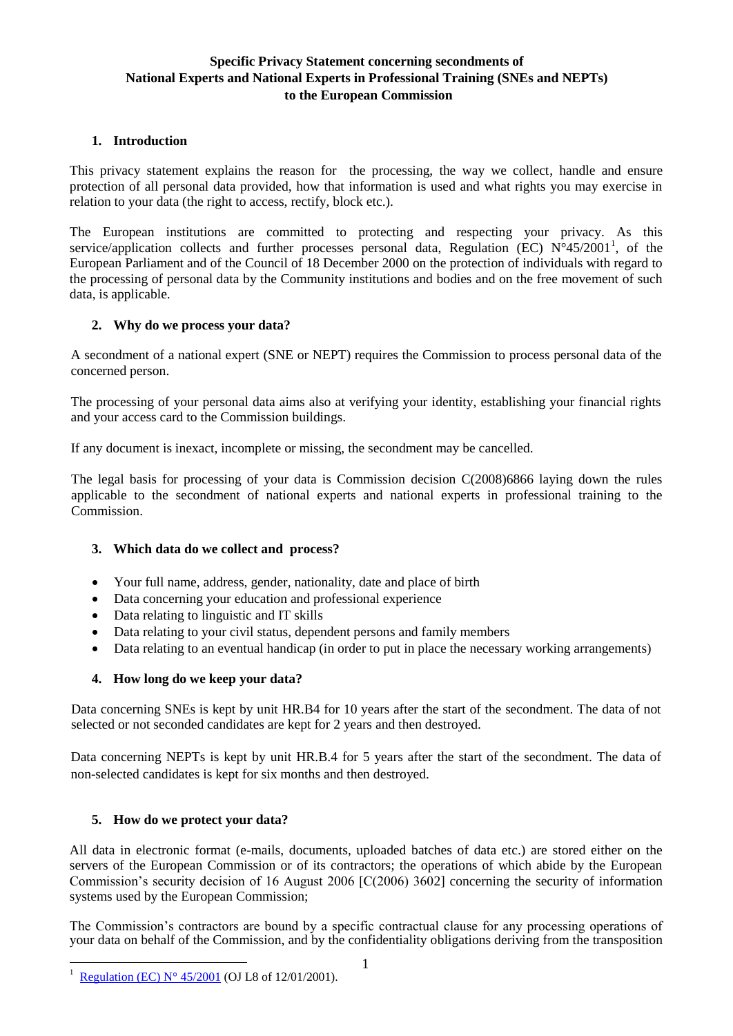**Specific Privacy Statement concerning secondments of National Experts and National Experts in Professional Training (SNEs and NEPTs) to the European Commission**

## 1. Introduction

This privacy statement explains the reason for the processing, the way we collect, handle and ensure protection of all personal data provided, how that information is used and what rights you may exercise in relation to your data (the right to access, rectify, block etc.).

The European institutions are committed to protecting and respecting your privacy. As this service/application collects and further processes personal data, Regulation (EC) N°45/2001[1], of the European Parliament and of the Council of 18 December 2000 on the protection of individuals with regard to the processing of personal data by the Community institutions and bodies and on the free movement of such data, is applicable.

## 2. Why do we process your data?

A secondment of a national expert (SNE or NEPT) requires the Commission to process personal data of the concerned person.

The processing of your personal data aims also at verifying your identity, establishing your financial rights and your access card to the Commission buildings.

If any document is inexact, incomplete or missing, the secondment may be cancelled.

The legal basis for processing of your data is Commission decision C(2008)6866 laying down the rules applicable to the secondment of national experts and national experts in professional training to the Commission.

## 3. Which data do we collect and process?

- Your full name, address, gender, nationality, date and place of birth
- Data concerning your education and professional experience
- Data relating to linguistic and IT skills
- Data relating to your civil status, dependent persons and family members
- Data relating to an eventual handicap (in order to put in place the necessary working arrangements)

## 4. How long do we keep your data?

Data concerning SNEs is kept by unit HR.B4 for 10 years after the start of the secondment. The data of not selected or not seconded candidates are kept for 2 years and then destroyed.

Data concerning NEPTs is kept by unit HR.B.4 for 5 years after the start of the secondment. The data of non-selected candidates is kept for six months and then destroyed.

## 5. How do we protect your data?

All data in electronic format (e-mails, documents, uploaded batches of data etc.) are stored either on the servers of the European Commission or of its contractors; the operations of which abide by the European Commission's security decision of 16 August 2006 [C(2006) 3602] concerning the security of information systems used by the European Commission;

The Commission's contractors are bound by a specific contractual clause for any processing operations of your data on behalf of the Commission, and by the confidentiality obligations deriving from the transposition

---

[1] Regulation (EC) N° 45/2001 (OJ L8 of 12/01/2001).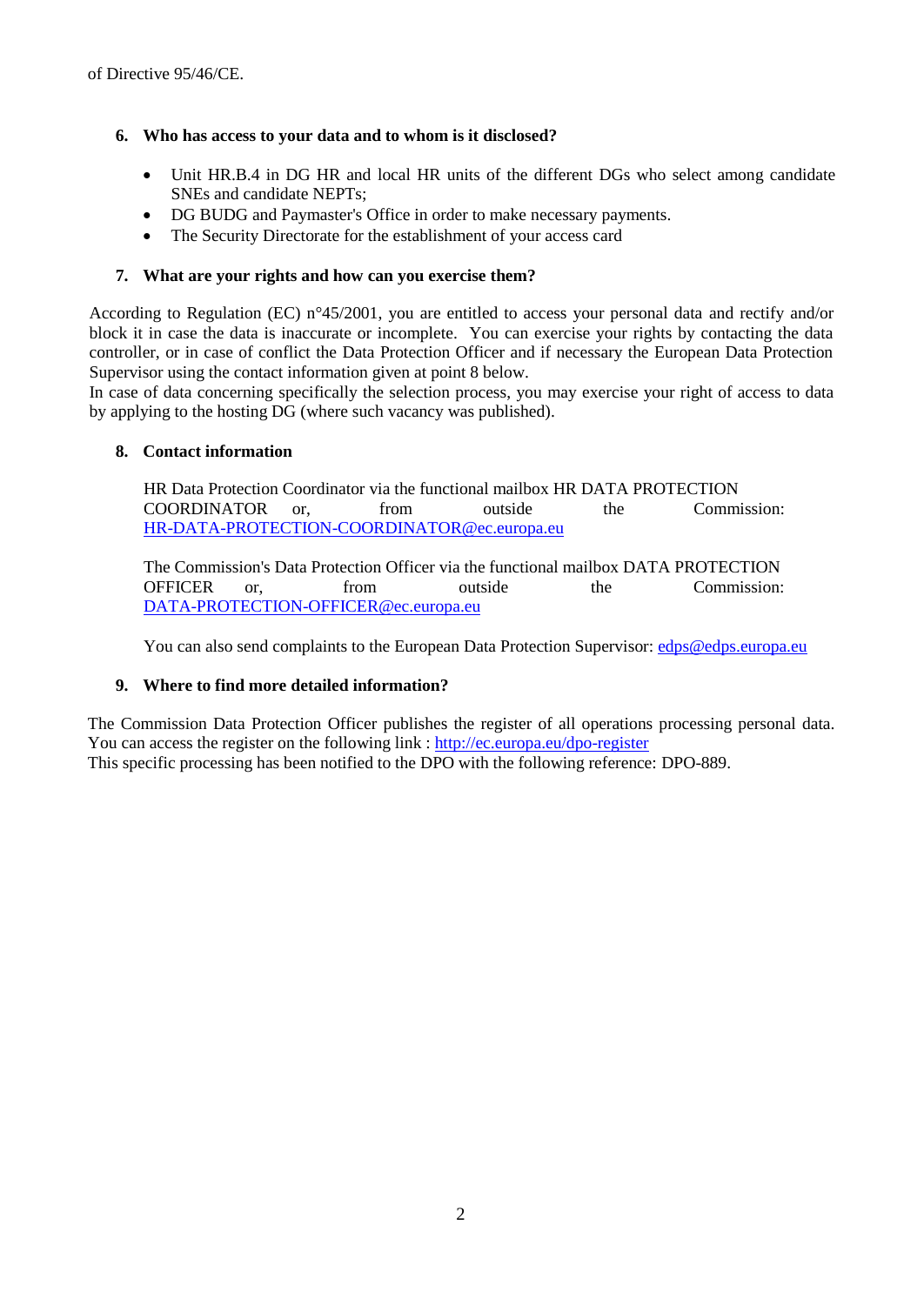of Directive 95/46/CE.

## 6. Who has access to your data and to whom is it disclosed?

- Unit HR.B.4 in DG HR and local HR units of the different DGs who select among candidate SNEs and candidate NEPTs;
- DG BUDG and Paymaster's Office in order to make necessary payments.
- The Security Directorate for the establishment of your access card

## 7. What are your rights and how can you exercise them?

According to Regulation (EC) n°45/2001, you are entitled to access your personal data and rectify and/or block it in case the data is inaccurate or incomplete. You can exercise your rights by contacting the data controller, or in case of conflict the Data Protection Officer and if necessary the European Data Protection Supervisor using the contact information given at point 8 below.
In case of data concerning specifically the selection process, you may exercise your right of access to data by applying to the hosting DG (where such vacancy was published).

## 8. Contact information

HR Data Protection Coordinator via the functional mailbox HR DATA PROTECTION COORDINATOR or, from outside the Commission: HR-DATA-PROTECTION-COORDINATOR@ec.europa.eu

The Commission's Data Protection Officer via the functional mailbox DATA PROTECTION OFFICER or, from outside the Commission: DATA-PROTECTION-OFFICER@ec.europa.eu

You can also send complaints to the European Data Protection Supervisor: edps@edps.europa.eu

## 9. Where to find more detailed information?

The Commission Data Protection Officer publishes the register of all operations processing personal data. You can access the register on the following link : http://ec.europa.eu/dpo-register
This specific processing has been notified to the DPO with the following reference: DPO-889.